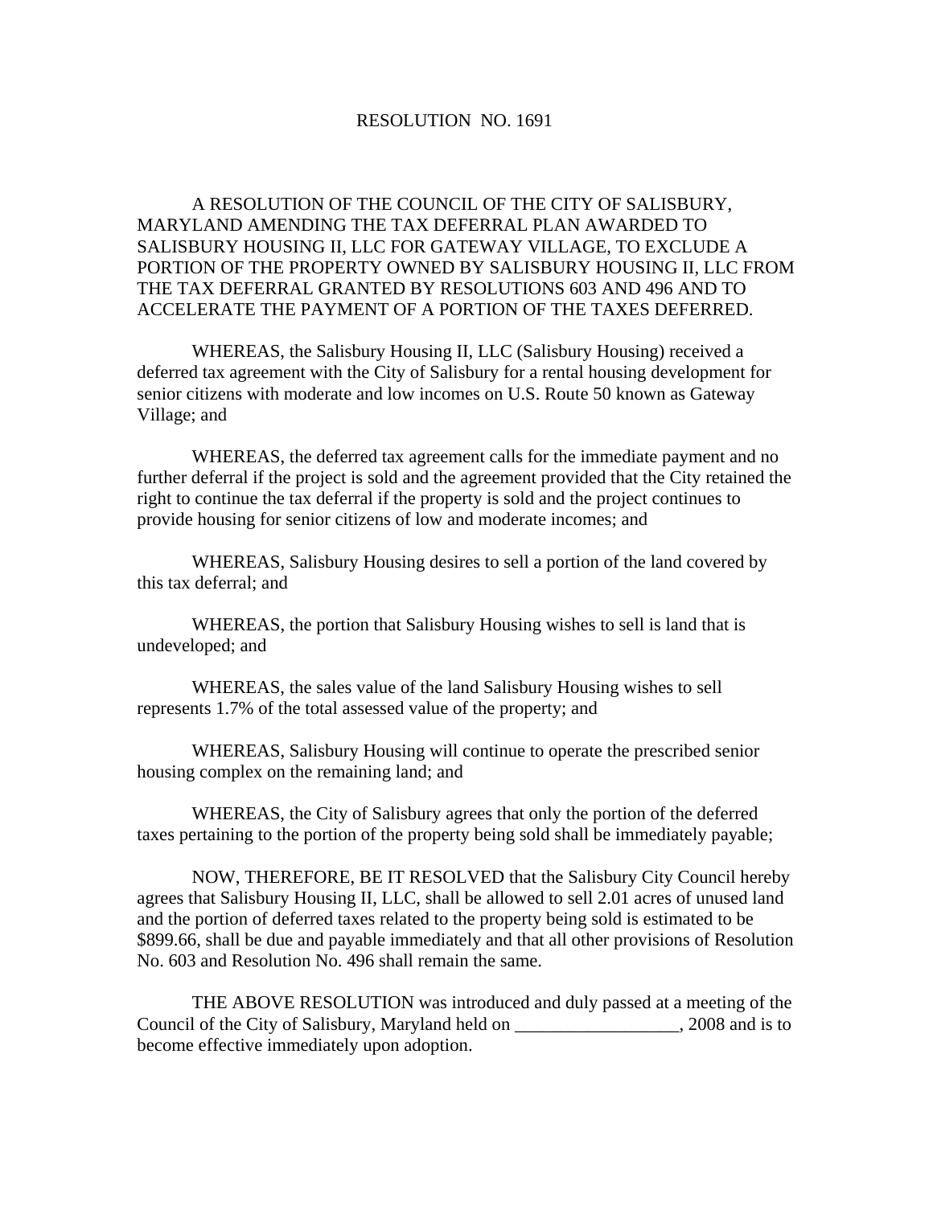# RESOLUTION NO. 1691

A RESOLUTION OF THE COUNCIL OF THE CITY OF SALISBURY, MARYLAND AMENDING THE TAX DEFERRAL PLAN AWARDED TO SALISBURY HOUSING II, LLC FOR GATEWAY VILLAGE, TO EXCLUDE A PORTION OF THE PROPERTY OWNED BY SALISBURY HOUSING II, LLC FROM THE TAX DEFERRAL GRANTED BY RESOLUTIONS 603 AND 496 AND TO ACCELERATE THE PAYMENT OF A PORTION OF THE TAXES DEFERRED.

WHEREAS, the Salisbury Housing II, LLC (Salisbury Housing) received a deferred tax agreement with the City of Salisbury for a rental housing development for senior citizens with moderate and low incomes on U.S. Route 50 known as Gateway Village; and

WHEREAS, the deferred tax agreement calls for the immediate payment and no further deferral if the project is sold and the agreement provided that the City retained the right to continue the tax deferral if the property is sold and the project continues to provide housing for senior citizens of low and moderate incomes; and

WHEREAS, Salisbury Housing desires to sell a portion of the land covered by this tax deferral; and

WHEREAS, the portion that Salisbury Housing wishes to sell is land that is undeveloped; and

WHEREAS, the sales value of the land Salisbury Housing wishes to sell represents 1.7% of the total assessed value of the property; and

WHEREAS, Salisbury Housing will continue to operate the prescribed senior housing complex on the remaining land; and

WHEREAS, the City of Salisbury agrees that only the portion of the deferred taxes pertaining to the portion of the property being sold shall be immediately payable;

NOW, THEREFORE, BE IT RESOLVED that the Salisbury City Council hereby agrees that Salisbury Housing II, LLC, shall be allowed to sell 2.01 acres of unused land and the portion of deferred taxes related to the property being sold is estimated to be $899.66, shall be due and payable immediately and that all other provisions of Resolution No. 603 and Resolution No. 496 shall remain the same.

THE ABOVE RESOLUTION was introduced and duly passed at a meeting of the Council of the City of Salisbury, Maryland held on __________________, 2008 and is to become effective immediately upon adoption.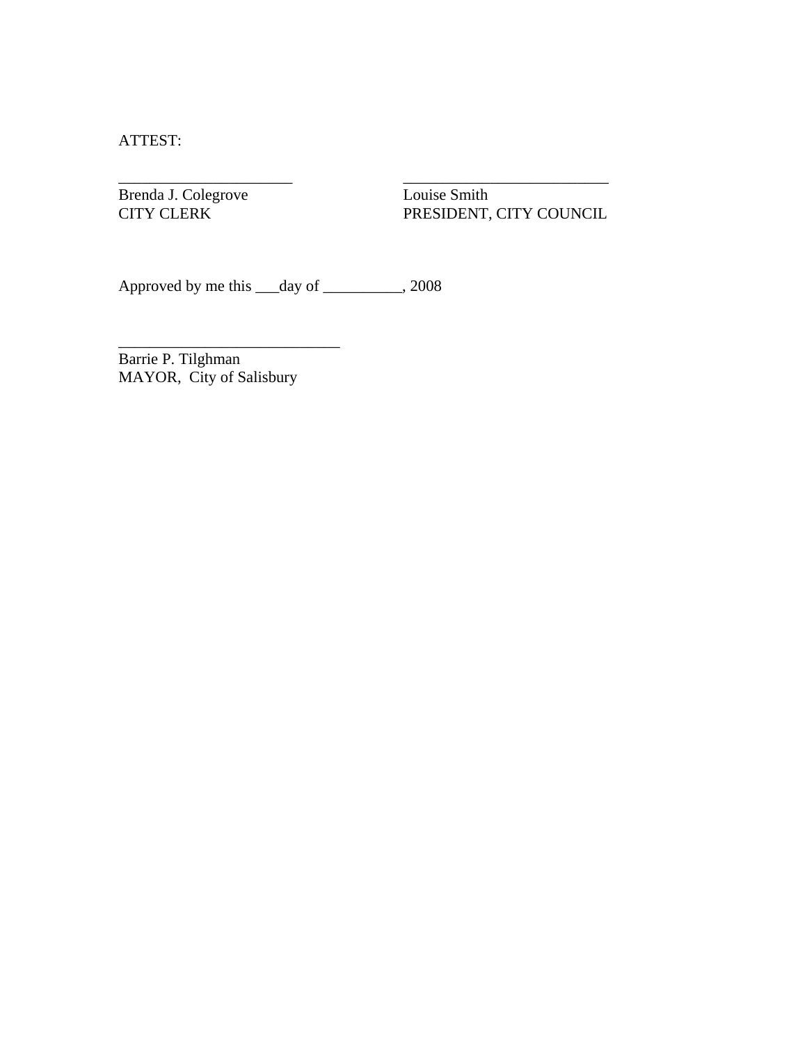ATTEST:

______________________ ___________________________
Brenda J. Colegrove Louise Smith
CITY CLERK PRESIDENT, CITY COUNCIL

Approved by me this ___day of __________, 2008

___________________________
Barrie P. Tilghman
MAYOR, City of Salisbury